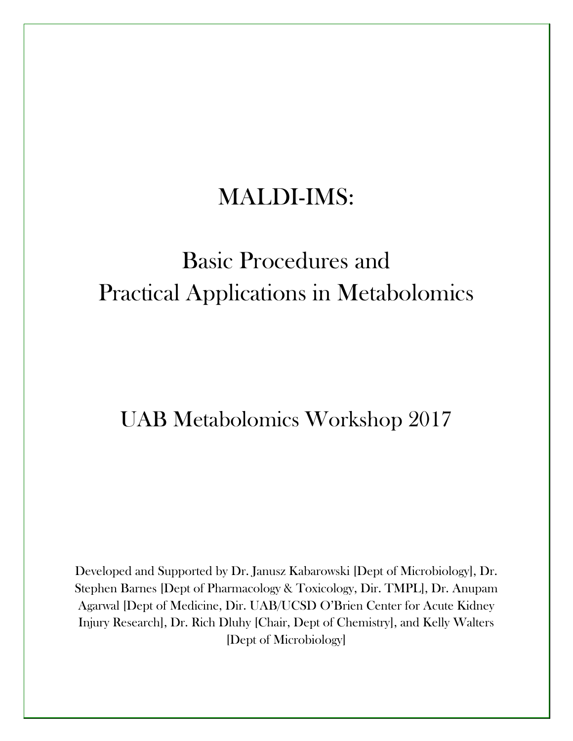# MALDI-IMS:

## Basic Procedures and Practical Applications in Metabolomics

## UAB Metabolomics Workshop 2017

Developed and Supported by Dr. Janusz Kabarowski [Dept of Microbiology], Dr. Stephen Barnes [Dept of Pharmacology & Toxicology, Dir. TMPL], Dr. Anupam Agarwal [Dept of Medicine, Dir. UAB/UCSD O'Brien Center for Acute Kidney Injury Research], Dr. Rich Dluhy [Chair, Dept of Chemistry], and Kelly Walters [Dept of Microbiology]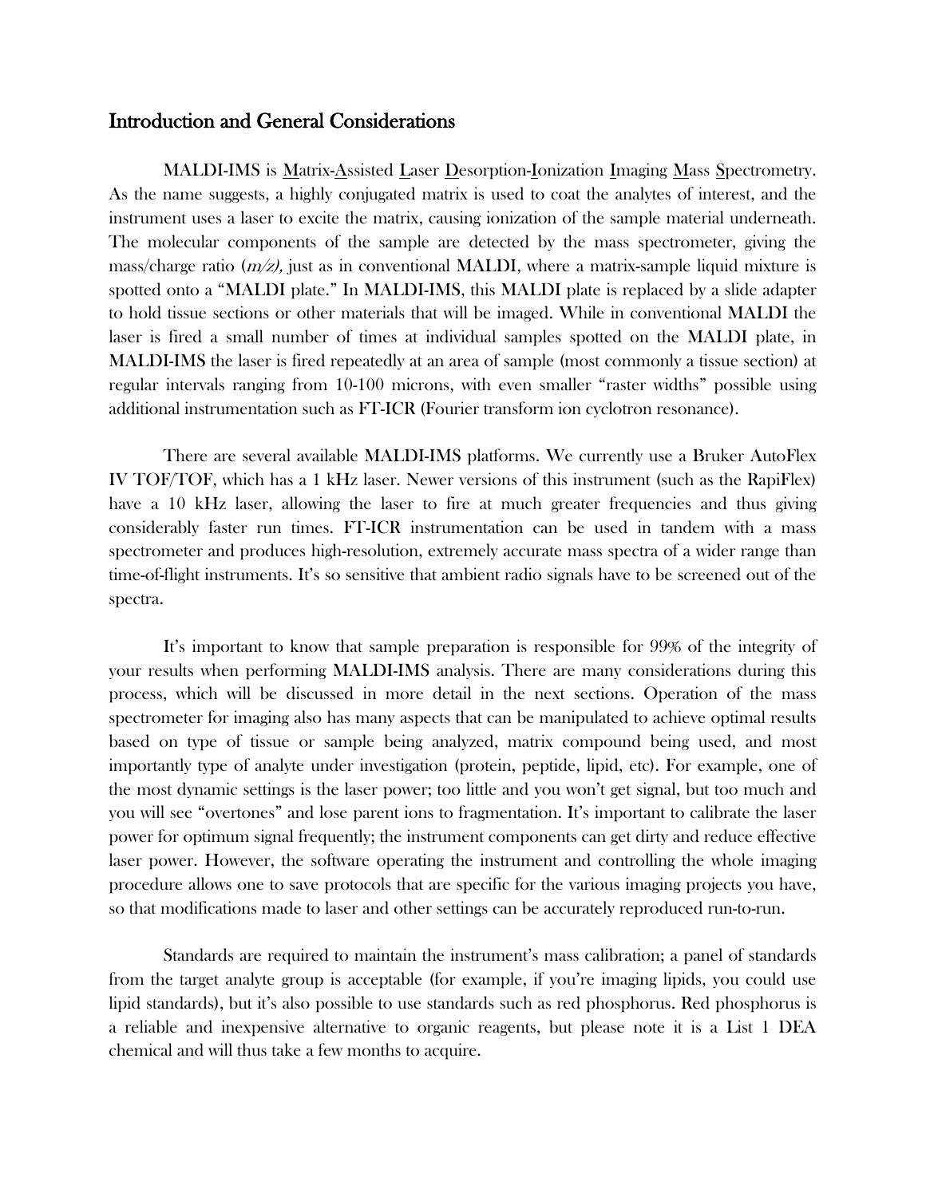## Introduction and General Considerations

MALDI-IMS is Matrix-Assisted Laser Desorption-Ionization Imaging Mass Spectrometry. As the name suggests, a highly conjugated matrix is used to coat the analytes of interest, and the instrument uses a laser to excite the matrix, causing ionization of the sample material underneath. The molecular components of the sample are detected by the mass spectrometer, giving the mass/charge ratio (*m/z*), just as in conventional MALDI, where a matrix-sample liquid mixture is spotted onto a "MALDI plate." In MALDI-IMS, this MALDI plate is replaced by a slide adapter to hold tissue sections or other materials that will be imaged. While in conventional MALDI the laser is fired a small number of times at individual samples spotted on the MALDI plate, in MALDI-IMS the laser is fired repeatedly at an area of sample (most commonly a tissue section) at regular intervals ranging from 10-100 microns, with even smaller "raster widths" possible using additional instrumentation such as FT-ICR (Fourier transform ion cyclotron resonance).

There are several available MALDI-IMS platforms. We currently use a Bruker AutoFlex IV TOF/TOF, which has a 1 kHz laser. Newer versions of this instrument (such as the RapiFlex) have a 10 kHz laser, allowing the laser to fire at much greater frequencies and thus giving considerably faster run times. FT-ICR instrumentation can be used in tandem with a mass spectrometer and produces high-resolution, extremely accurate mass spectra of a wider range than time-of-flight instruments. It's so sensitive that ambient radio signals have to be screened out of the spectra.

It's important to know that sample preparation is responsible for 99% of the integrity of your results when performing MALDI-IMS analysis. There are many considerations during this process, which will be discussed in more detail in the next sections. Operation of the mass spectrometer for imaging also has many aspects that can be manipulated to achieve optimal results based on type of tissue or sample being analyzed, matrix compound being used, and most importantly type of analyte under investigation (protein, peptide, lipid, etc). For example, one of the most dynamic settings is the laser power; too little and you won't get signal, but too much and you will see "overtones" and lose parent ions to fragmentation. It's important to calibrate the laser power for optimum signal frequently; the instrument components can get dirty and reduce effective laser power. However, the software operating the instrument and controlling the whole imaging procedure allows one to save protocols that are specific for the various imaging projects you have, so that modifications made to laser and other settings can be accurately reproduced run-to-run.

Standards are required to maintain the instrument's mass calibration; a panel of standards from the target analyte group is acceptable (for example, if you're imaging lipids, you could use lipid standards), but it's also possible to use standards such as red phosphorus. Red phosphorus is a reliable and inexpensive alternative to organic reagents, but please note it is a List 1 DEA chemical and will thus take a few months to acquire.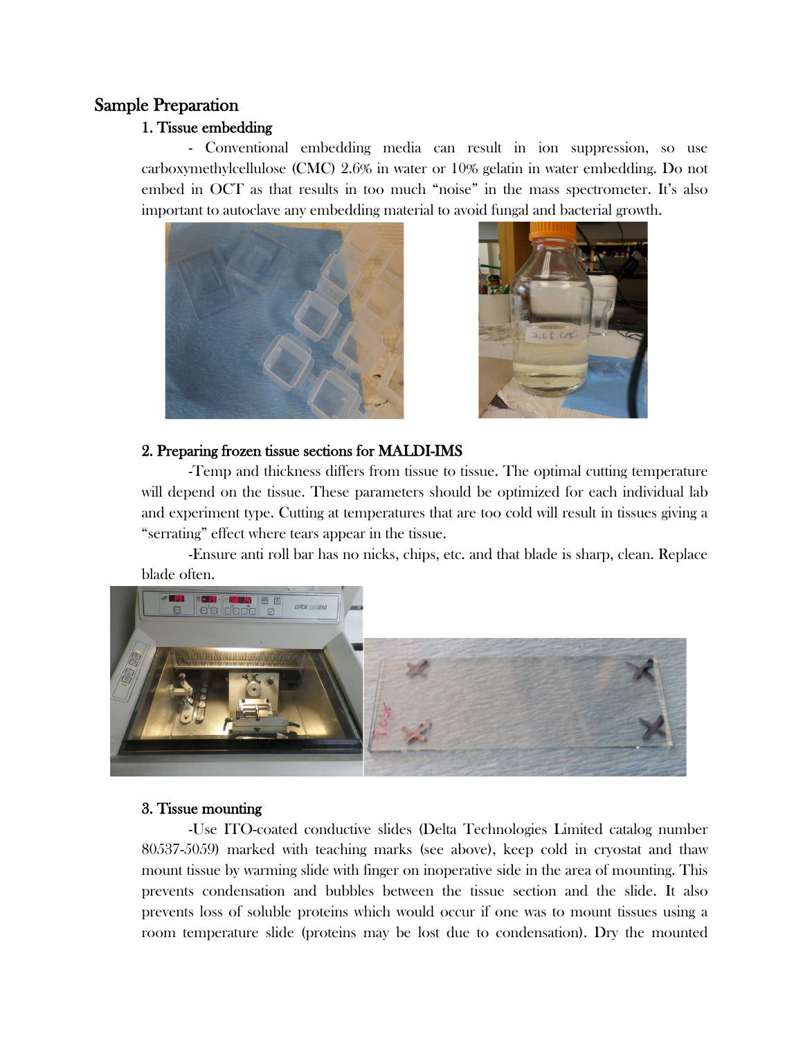## Sample Preparation

### 1. Tissue embedding

- Conventional embedding media can result in ion suppression, so use carboxymethylcellulose (CMC) 2.6% in water or 10% gelatin in water embedding. Do not embed in OCT as that results in too much "noise" in the mass spectrometer. It's also important to autoclave any embedding material to avoid fungal and bacterial growth.

### 2. Preparing frozen tissue sections for MALDI-IMS

-Temp and thickness differs from tissue to tissue. The optimal cutting temperature will depend on the tissue. These parameters should be optimized for each individual lab and experiment type. Cutting at temperatures that are too cold will result in tissues giving a "serrating" effect where tears appear in the tissue.

-Ensure anti roll bar has no nicks, chips, etc. and that blade is sharp, clean. Replace blade often.

### 3. Tissue mounting

-Use ITO-coated conductive slides (Delta Technologies Limited catalog number 80537-5059) marked with teaching marks (see above), keep cold in cryostat and thaw mount tissue by warming slide with finger on inoperative side in the area of mounting. This prevents condensation and bubbles between the tissue section and the slide. It also prevents loss of soluble proteins which would occur if one was to mount tissues using a room temperature slide (proteins may be lost due to condensation). Dry the mounted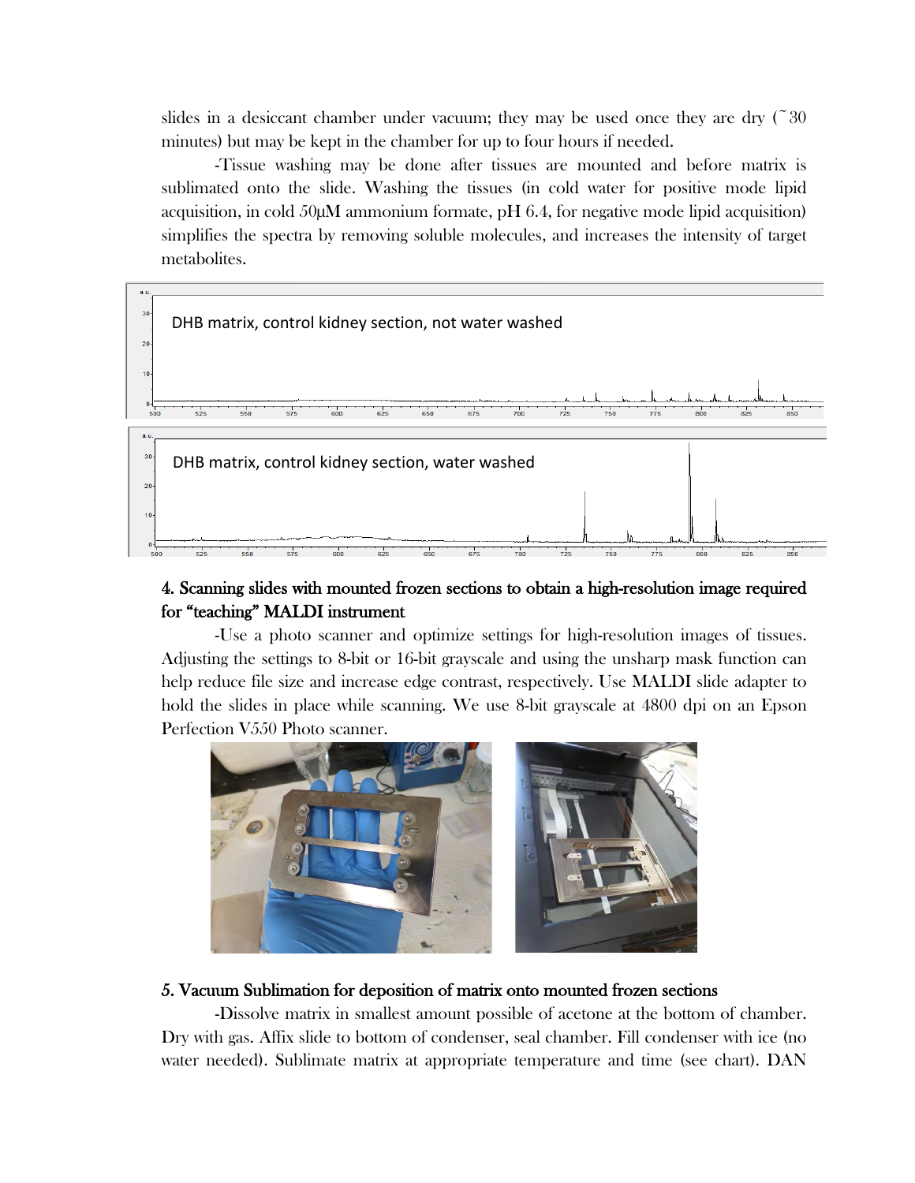slides in a desiccant chamber under vacuum; they may be used once they are dry (~30 minutes) but may be kept in the chamber for up to four hours if needed.

-Tissue washing may be done after tissues are mounted and before matrix is sublimated onto the slide. Washing the tissues (in cold water for positive mode lipid acquisition, in cold 50μM ammonium formate, pH 6.4, for negative mode lipid acquisition) simplifies the spectra by removing soluble molecules, and increases the intensity of target metabolites.

DHB matrix, control kidney section, not water washed

DHB matrix, control kidney section, water washed

**4. Scanning slides with mounted frozen sections to obtain a high-resolution image required for "teaching" MALDI instrument**

-Use a photo scanner and optimize settings for high-resolution images of tissues. Adjusting the settings to 8-bit or 16-bit grayscale and using the unsharp mask function can help reduce file size and increase edge contrast, respectively. Use MALDI slide adapter to hold the slides in place while scanning. We use 8-bit grayscale at 4800 dpi on an Epson Perfection V550 Photo scanner.

**5. Vacuum Sublimation for deposition of matrix onto mounted frozen sections**

-Dissolve matrix in smallest amount possible of acetone at the bottom of chamber. Dry with gas. Affix slide to bottom of condenser, seal chamber. Fill condenser with ice (no water needed). Sublimate matrix at appropriate temperature and time (see chart). DAN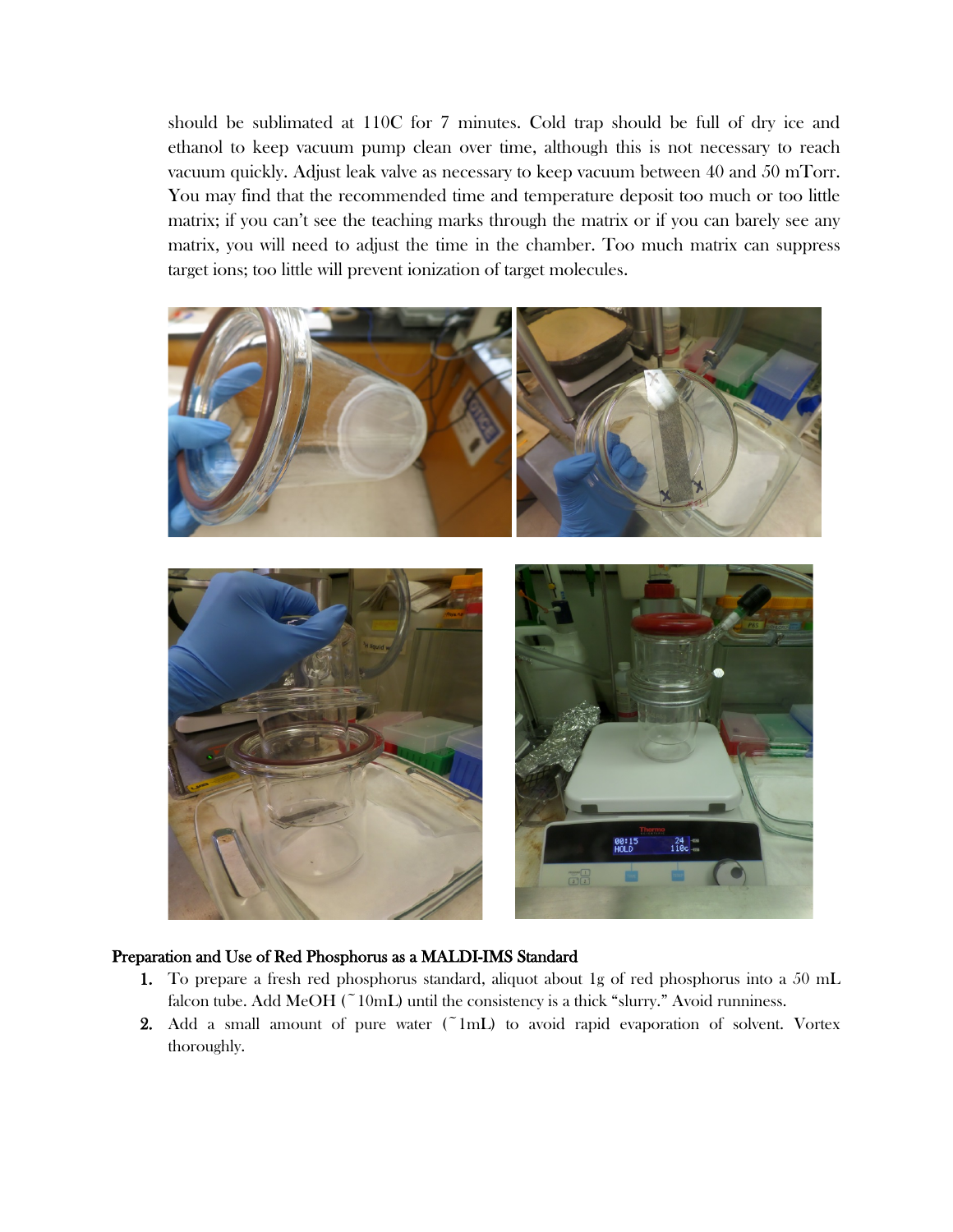should be sublimated at 110C for 7 minutes. Cold trap should be full of dry ice and ethanol to keep vacuum pump clean over time, although this is not necessary to reach vacuum quickly. Adjust leak valve as necessary to keep vacuum between 40 and 50 mTorr. You may find that the recommended time and temperature deposit too much or too little matrix; if you can't see the teaching marks through the matrix or if you can barely see any matrix, you will need to adjust the time in the chamber. Too much matrix can suppress target ions; too little will prevent ionization of target molecules.

### Preparation and Use of Red Phosphorus as a MALDI-IMS Standard

1. To prepare a fresh red phosphorus standard, aliquot about 1g of red phosphorus into a 50 mL falcon tube. Add MeOH (~10mL) until the consistency is a thick "slurry." Avoid runniness.
2. Add a small amount of pure water (~1mL) to avoid rapid evaporation of solvent. Vortex thoroughly.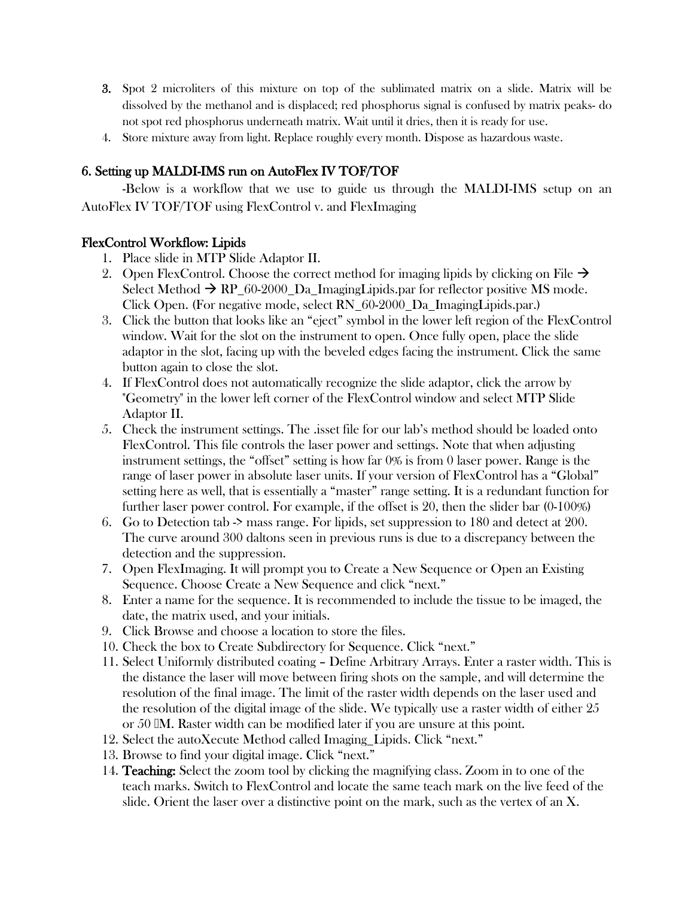3. Spot 2 microliters of this mixture on top of the sublimated matrix on a slide. Matrix will be dissolved by the methanol and is displaced; red phosphorus signal is confused by matrix peaks- do not spot red phosphorus underneath matrix. Wait until it dries, then it is ready for use.
4. Store mixture away from light. Replace roughly every month. Dispose as hazardous waste.

## 6. Setting up MALDI-IMS run on AutoFlex IV TOF/TOF

-Below is a workflow that we use to guide us through the MALDI-IMS setup on an AutoFlex IV TOF/TOF using FlexControl v. and FlexImaging

### FlexControl Workflow: Lipids

1. Place slide in MTP Slide Adaptor II.
2. Open FlexControl. Choose the correct method for imaging lipids by clicking on File → Select Method → RP_60-2000_Da_ImagingLipids.par for reflector positive MS mode. Click Open. (For negative mode, select RN_60-2000_Da_ImagingLipids.par.)
3. Click the button that looks like an "eject" symbol in the lower left region of the FlexControl window. Wait for the slot on the instrument to open. Once fully open, place the slide adaptor in the slot, facing up with the beveled edges facing the instrument. Click the same button again to close the slot.
4. If FlexControl does not automatically recognize the slide adaptor, click the arrow by "Geometry" in the lower left corner of the FlexControl window and select MTP Slide Adaptor II.
5. Check the instrument settings. The .isset file for our lab's method should be loaded onto FlexControl. This file controls the laser power and settings. Note that when adjusting instrument settings, the "offset" setting is how far 0% is from 0 laser power. Range is the range of laser power in absolute laser units. If your version of FlexControl has a "Global" setting here as well, that is essentially a "master" range setting. It is a redundant function for further laser power control. For example, if the offset is 20, then the slider bar (0-100%)
6. Go to Detection tab -> mass range. For lipids, set suppression to 180 and detect at 200. The curve around 300 daltons seen in previous runs is due to a discrepancy between the detection and the suppression.
7. Open FlexImaging. It will prompt you to Create a New Sequence or Open an Existing Sequence. Choose Create a New Sequence and click "next."
8. Enter a name for the sequence. It is recommended to include the tissue to be imaged, the date, the matrix used, and your initials.
9. Click Browse and choose a location to store the files.
10. Check the box to Create Subdirectory for Sequence. Click "next."
11. Select Uniformly distributed coating – Define Arbitrary Arrays. Enter a raster width. This is the distance the laser will move between firing shots on the sample, and will determine the resolution of the final image. The limit of the raster width depends on the laser used and the resolution of the digital image of the slide. We typically use a raster width of either 25 or 50 μM. Raster width can be modified later if you are unsure at this point.
12. Select the autoXecute Method called Imaging_Lipids. Click "next."
13. Browse to find your digital image. Click "next."
14. **Teaching:** Select the zoom tool by clicking the magnifying class. Zoom in to one of the teach marks. Switch to FlexControl and locate the same teach mark on the live feed of the slide. Orient the laser over a distinctive point on the mark, such as the vertex of an X.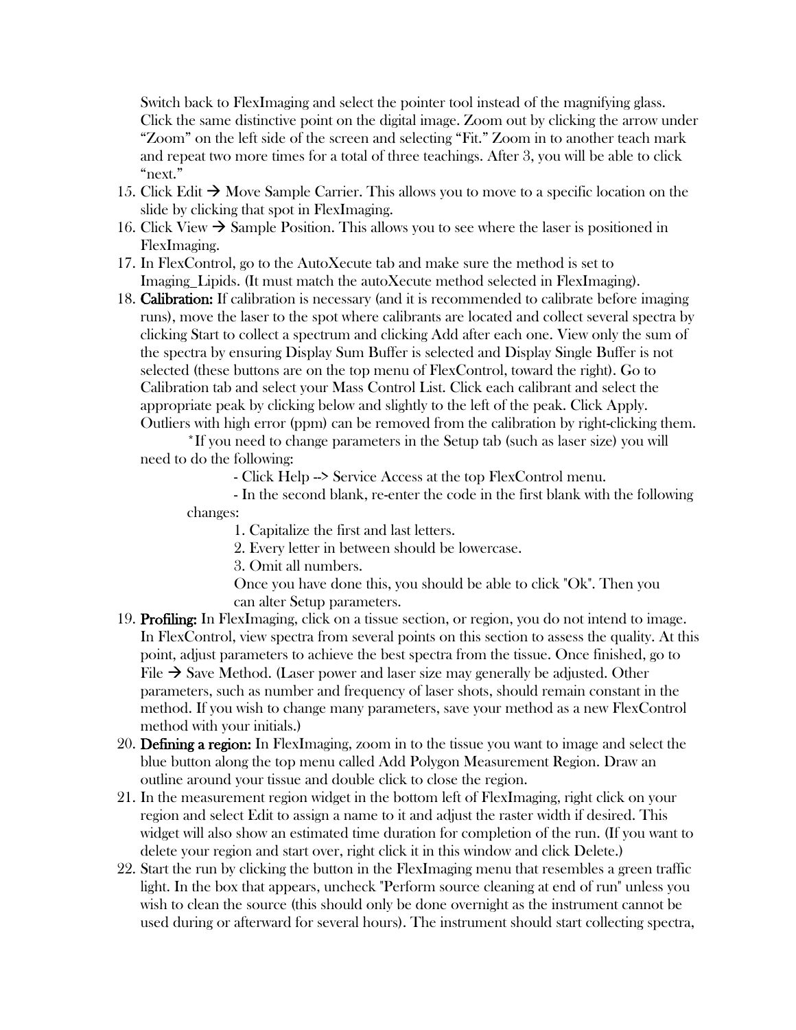Switch back to FlexImaging and select the pointer tool instead of the magnifying glass. Click the same distinctive point on the digital image. Zoom out by clicking the arrow under "Zoom" on the left side of the screen and selecting "Fit." Zoom in to another teach mark and repeat two more times for a total of three teachings. After 3, you will be able to click "next."

15. Click Edit → Move Sample Carrier. This allows you to move to a specific location on the slide by clicking that spot in FlexImaging.
16. Click View → Sample Position. This allows you to see where the laser is positioned in FlexImaging.
17. In FlexControl, go to the AutoXecute tab and make sure the method is set to Imaging_Lipids. (It must match the autoXecute method selected in FlexImaging).
18. **Calibration:** If calibration is necessary (and it is recommended to calibrate before imaging runs), move the laser to the spot where calibrants are located and collect several spectra by clicking Start to collect a spectrum and clicking Add after each one. View only the sum of the spectra by ensuring Display Sum Buffer is selected and Display Single Buffer is not selected (these buttons are on the top menu of FlexControl, toward the right). Go to Calibration tab and select your Mass Control List. Click each calibrant and select the appropriate peak by clicking below and slightly to the left of the peak. Click Apply. Outliers with high error (ppm) can be removed from the calibration by right-clicking them.

    *If you need to change parameters in the Setup tab (such as laser size) you will need to do the following:

    - Click Help --> Service Access at the top FlexControl menu.
    - In the second blank, re-enter the code in the first blank with the following changes:
        1. Capitalize the first and last letters.
        2. Every letter in between should be lowercase.
        3. Omit all numbers.

        Once you have done this, you should be able to click "Ok". Then you can alter Setup parameters.

19. **Profiling:** In FlexImaging, click on a tissue section, or region, you do not intend to image. In FlexControl, view spectra from several points on this section to assess the quality. At this point, adjust parameters to achieve the best spectra from the tissue. Once finished, go to File → Save Method. (Laser power and laser size may generally be adjusted. Other parameters, such as number and frequency of laser shots, should remain constant in the method. If you wish to change many parameters, save your method as a new FlexControl method with your initials.)
20. **Defining a region:** In FlexImaging, zoom in to the tissue you want to image and select the blue button along the top menu called Add Polygon Measurement Region. Draw an outline around your tissue and double click to close the region.
21. In the measurement region widget in the bottom left of FlexImaging, right click on your region and select Edit to assign a name to it and adjust the raster width if desired. This widget will also show an estimated time duration for completion of the run. (If you want to delete your region and start over, right click it in this window and click Delete.)
22. Start the run by clicking the button in the FlexImaging menu that resembles a green traffic light. In the box that appears, uncheck "Perform source cleaning at end of run" unless you wish to clean the source (this should only be done overnight as the instrument cannot be used during or afterward for several hours). The instrument should start collecting spectra,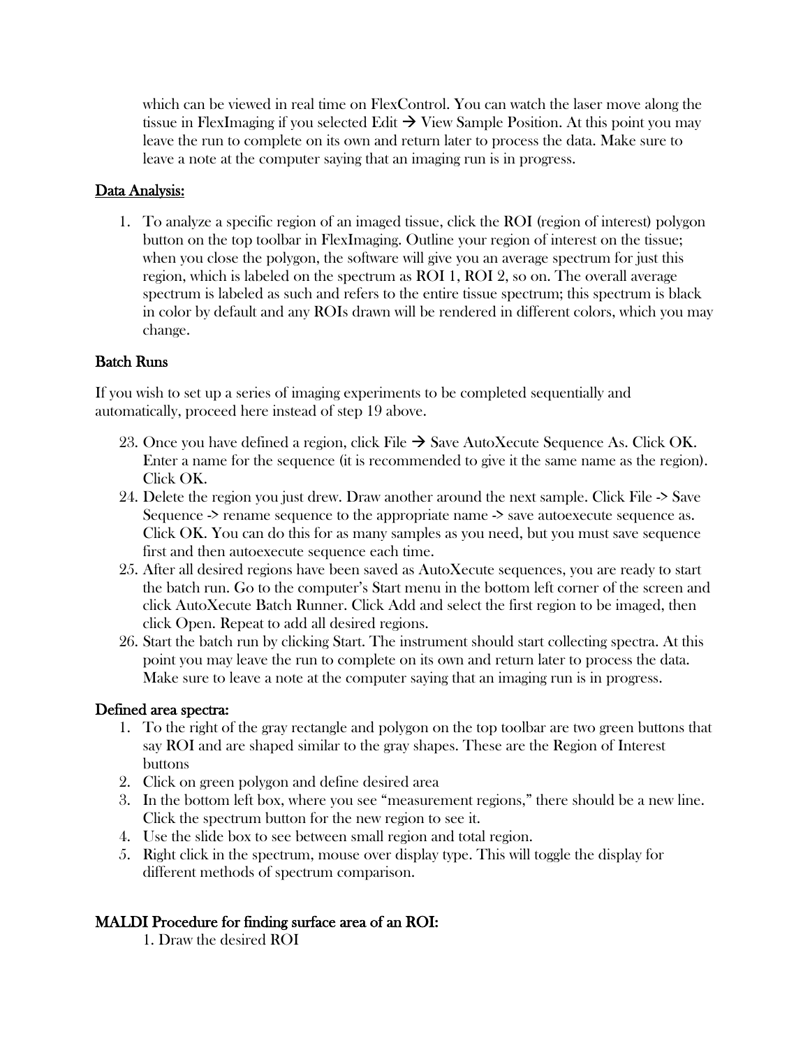which can be viewed in real time on FlexControl. You can watch the laser move along the tissue in FlexImaging if you selected Edit → View Sample Position. At this point you may leave the run to complete on its own and return later to process the data. Make sure to leave a note at the computer saying that an imaging run is in progress.

## Data Analysis:

1. To analyze a specific region of an imaged tissue, click the ROI (region of interest) polygon button on the top toolbar in FlexImaging. Outline your region of interest on the tissue; when you close the polygon, the software will give you an average spectrum for just this region, which is labeled on the spectrum as ROI 1, ROI 2, so on. The overall average spectrum is labeled as such and refers to the entire tissue spectrum; this spectrum is black in color by default and any ROIs drawn will be rendered in different colors, which you may change.

## Batch Runs

If you wish to set up a series of imaging experiments to be completed sequentially and automatically, proceed here instead of step 19 above.

23. Once you have defined a region, click File → Save AutoXecute Sequence As. Click OK. Enter a name for the sequence (it is recommended to give it the same name as the region). Click OK.
24. Delete the region you just drew. Draw another around the next sample. Click File -> Save Sequence -> rename sequence to the appropriate name -> save autoexecute sequence as. Click OK. You can do this for as many samples as you need, but you must save sequence first and then autoexecute sequence each time.
25. After all desired regions have been saved as AutoXecute sequences, you are ready to start the batch run. Go to the computer's Start menu in the bottom left corner of the screen and click AutoXecute Batch Runner. Click Add and select the first region to be imaged, then click Open. Repeat to add all desired regions.
26. Start the batch run by clicking Start. The instrument should start collecting spectra. At this point you may leave the run to complete on its own and return later to process the data. Make sure to leave a note at the computer saying that an imaging run is in progress.

## Defined area spectra:

1. To the right of the gray rectangle and polygon on the top toolbar are two green buttons that say ROI and are shaped similar to the gray shapes. These are the Region of Interest buttons
2. Click on green polygon and define desired area
3. In the bottom left box, where you see "measurement regions," there should be a new line. Click the spectrum button for the new region to see it.
4. Use the slide box to see between small region and total region.
5. Right click in the spectrum, mouse over display type. This will toggle the display for different methods of spectrum comparison.

## MALDI Procedure for finding surface area of an ROI:

1. Draw the desired ROI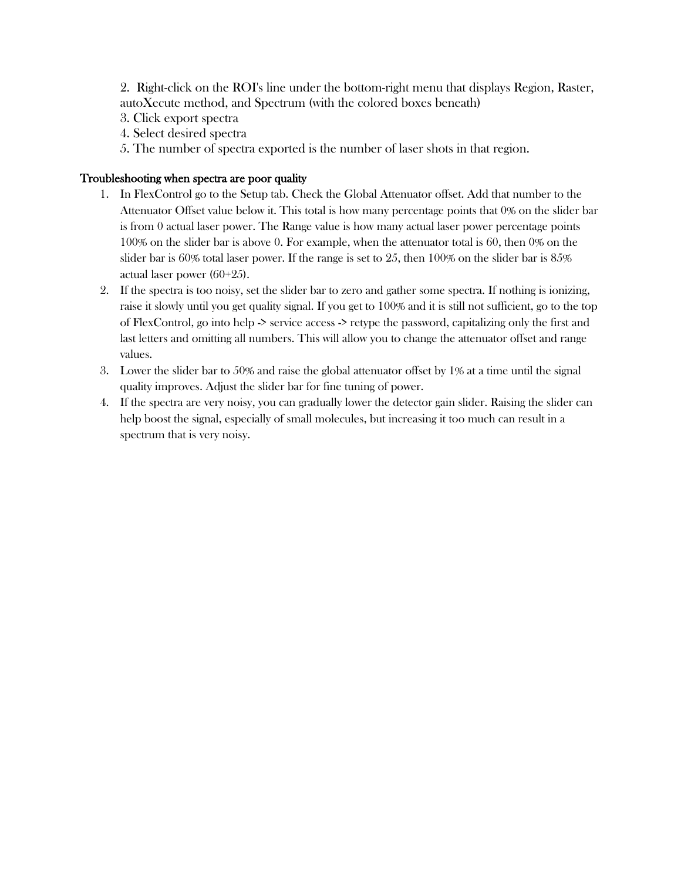2. Right-click on the ROI's line under the bottom-right menu that displays Region, Raster, autoXecute method, and Spectrum (with the colored boxes beneath)
3. Click export spectra
4. Select desired spectra
5. The number of spectra exported is the number of laser shots in that region.

## Troubleshooting when spectra are poor quality

1. In FlexControl go to the Setup tab. Check the Global Attenuator offset. Add that number to the Attenuator Offset value below it. This total is how many percentage points that 0% on the slider bar is from 0 actual laser power. The Range value is how many actual laser power percentage points 100% on the slider bar is above 0. For example, when the attenuator total is 60, then 0% on the slider bar is 60% total laser power. If the range is set to 25, then 100% on the slider bar is 85% actual laser power (60+25).
2. If the spectra is too noisy, set the slider bar to zero and gather some spectra. If nothing is ionizing, raise it slowly until you get quality signal. If you get to 100% and it is still not sufficient, go to the top of FlexControl, go into help -> service access -> retype the password, capitalizing only the first and last letters and omitting all numbers. This will allow you to change the attenuator offset and range values.
3. Lower the slider bar to 50% and raise the global attenuator offset by 1% at a time until the signal quality improves. Adjust the slider bar for fine tuning of power.
4. If the spectra are very noisy, you can gradually lower the detector gain slider. Raising the slider can help boost the signal, especially of small molecules, but increasing it too much can result in a spectrum that is very noisy.